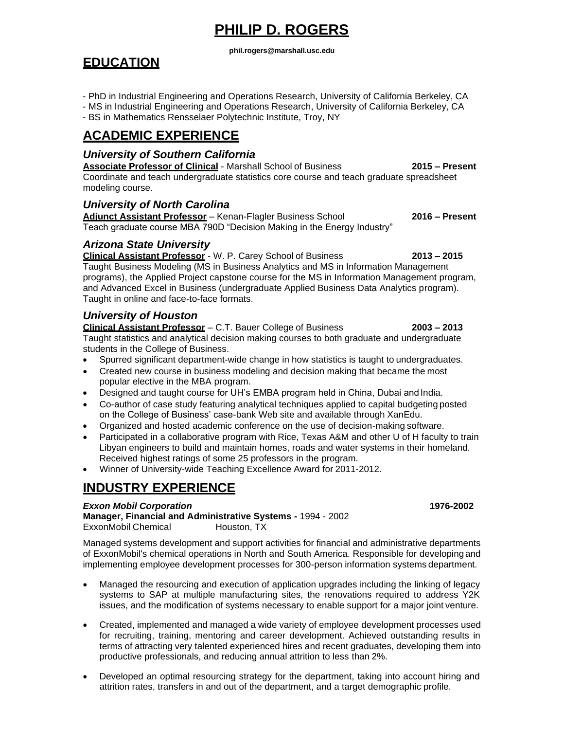# PHILIP D. ROGERS

**phil.rogers@marshall.usc.edu**

## EDUCATION

- PhD in Industrial Engineering and Operations Research, University of California Berkeley, CA
- MS in Industrial Engineering and Operations Research, University of California Berkeley, CA
- BS in Mathematics Rensselaer Polytechnic Institute, Troy, NY

## ACADEMIC EXPERIENCE

### *University of Southern California*

**Associate Professor of Clinical** - Marshall School of Business **2015 – Present**

Coordinate and teach undergraduate statistics core course and teach graduate spreadsheet modeling course.

### *University of North Carolina*

**Adjunct Assistant Professor** – Kenan-Flagler Business School **2016 – Present**

Teach graduate course MBA 790D "Decision Making in the Energy Industry"

### *Arizona State University*

**Clinical Assistant Professor** - W. P. Carey School of Business **2013 – 2015**

Taught Business Modeling (MS in Business Analytics and MS in Information Management programs), the Applied Project capstone course for the MS in Information Management program, and Advanced Excel in Business (undergraduate Applied Business Data Analytics program). Taught in online and face-to-face formats.

### *University of Houston*

**Clinical Assistant Professor** – C.T. Bauer College of Business **2003 – 2013**

Taught statistics and analytical decision making courses to both graduate and undergraduate students in the College of Business.

- Spurred significant department-wide change in how statistics is taught to undergraduates.
- Created new course in business modeling and decision making that became the most popular elective in the MBA program.
- Designed and taught course for UH's EMBA program held in China, Dubai and India.
- Co-author of case study featuring analytical techniques applied to capital budgeting posted on the College of Business' case-bank Web site and available through XanEdu.
- Organized and hosted academic conference on the use of decision-making software.
- Participated in a collaborative program with Rice, Texas A&M and other U of H faculty to train Libyan engineers to build and maintain homes, roads and water systems in their homeland. Received highest ratings of some 25 professors in the program.
- Winner of University-wide Teaching Excellence Award for 2011-2012.

## INDUSTRY EXPERIENCE

***Exxon Mobil Corporation*** **1976-2002**

**Manager, Financial and Administrative Systems -** 1994 - 2002

ExxonMobil Chemical Houston, TX

Managed systems development and support activities for financial and administrative departments of ExxonMobil's chemical operations in North and South America. Responsible for developing and implementing employee development processes for 300-person information systems department.

- Managed the resourcing and execution of application upgrades including the linking of legacy systems to SAP at multiple manufacturing sites, the renovations required to address Y2K issues, and the modification of systems necessary to enable support for a major joint venture.
- Created, implemented and managed a wide variety of employee development processes used for recruiting, training, mentoring and career development. Achieved outstanding results in terms of attracting very talented experienced hires and recent graduates, developing them into productive professionals, and reducing annual attrition to less than 2%.
- Developed an optimal resourcing strategy for the department, taking into account hiring and attrition rates, transfers in and out of the department, and a target demographic profile.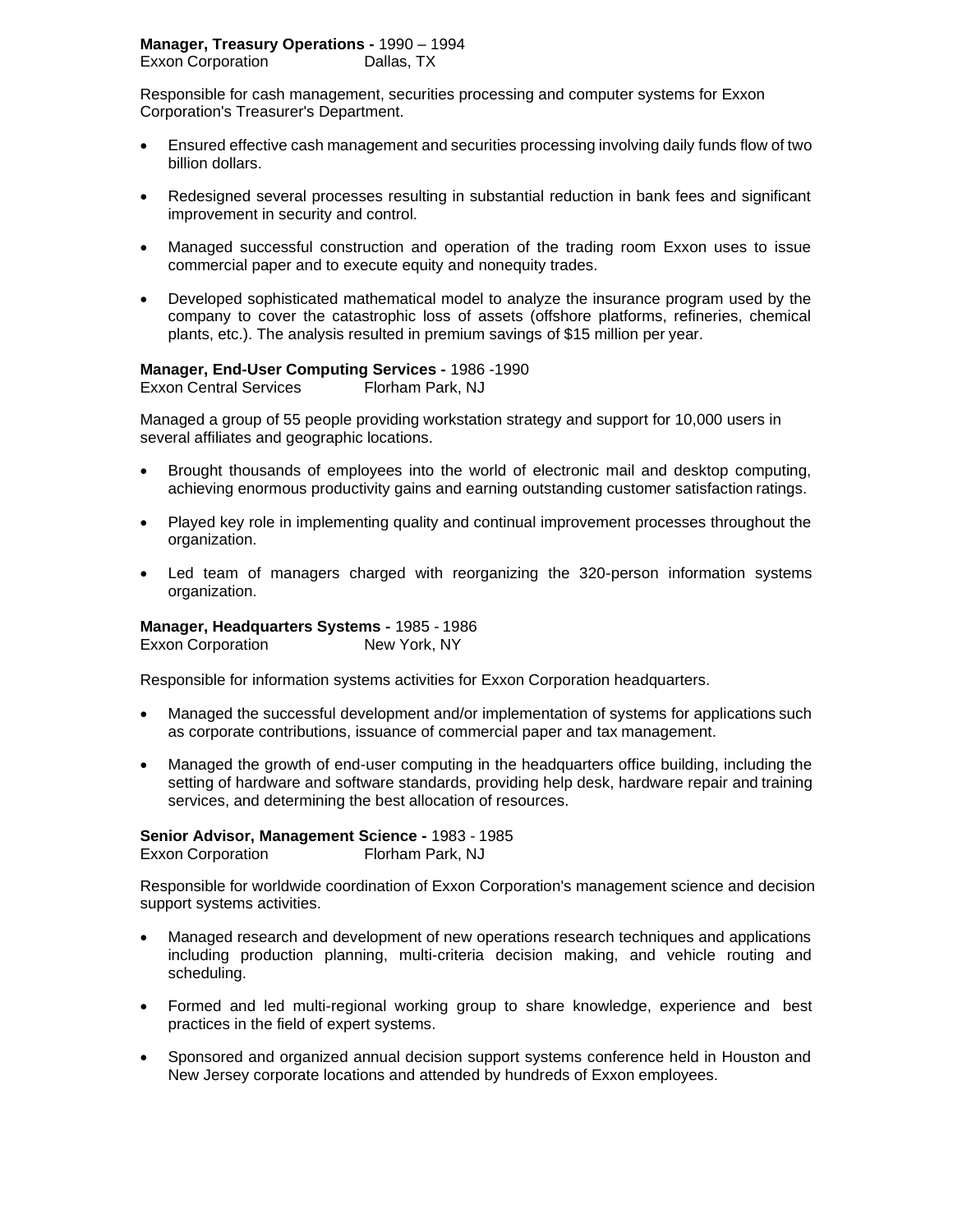**Manager, Treasury Operations -** 1990 – 1994
Exxon Corporation Dallas, TX

Responsible for cash management, securities processing and computer systems for Exxon Corporation's Treasurer's Department.

- Ensured effective cash management and securities processing involving daily funds flow of two billion dollars.
- Redesigned several processes resulting in substantial reduction in bank fees and significant improvement in security and control.
- Managed successful construction and operation of the trading room Exxon uses to issue commercial paper and to execute equity and nonequity trades.
- Developed sophisticated mathematical model to analyze the insurance program used by the company to cover the catastrophic loss of assets (offshore platforms, refineries, chemical plants, etc.). The analysis resulted in premium savings of $15 million per year.

**Manager, End-User Computing Services -** 1986 -1990
Exxon Central Services Florham Park, NJ

Managed a group of 55 people providing workstation strategy and support for 10,000 users in several affiliates and geographic locations.

- Brought thousands of employees into the world of electronic mail and desktop computing, achieving enormous productivity gains and earning outstanding customer satisfaction ratings.
- Played key role in implementing quality and continual improvement processes throughout the organization.
- Led team of managers charged with reorganizing the 320-person information systems organization.

**Manager, Headquarters Systems -** 1985 - 1986
Exxon Corporation New York, NY

Responsible for information systems activities for Exxon Corporation headquarters.

- Managed the successful development and/or implementation of systems for applications such as corporate contributions, issuance of commercial paper and tax management.
- Managed the growth of end-user computing in the headquarters office building, including the setting of hardware and software standards, providing help desk, hardware repair and training services, and determining the best allocation of resources.

**Senior Advisor, Management Science -** 1983 - 1985
Exxon Corporation Florham Park, NJ

Responsible for worldwide coordination of Exxon Corporation's management science and decision support systems activities.

- Managed research and development of new operations research techniques and applications including production planning, multi-criteria decision making, and vehicle routing and scheduling.
- Formed and led multi-regional working group to share knowledge, experience and best practices in the field of expert systems.
- Sponsored and organized annual decision support systems conference held in Houston and New Jersey corporate locations and attended by hundreds of Exxon employees.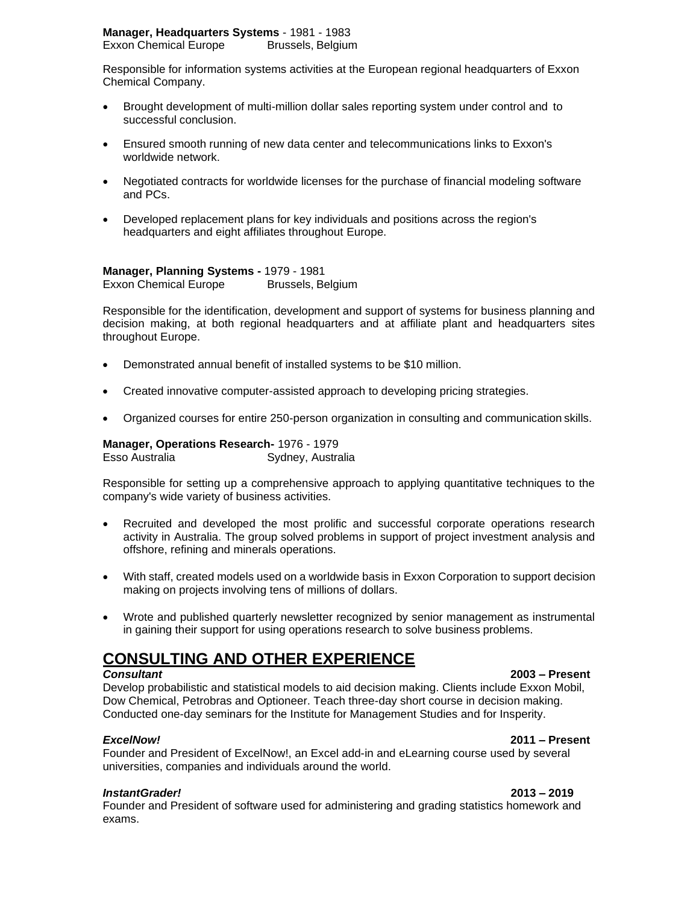**Manager, Headquarters Systems** - 1981 - 1983
Exxon Chemical Europe Brussels, Belgium

Responsible for information systems activities at the European regional headquarters of Exxon Chemical Company.

- Brought development of multi-million dollar sales reporting system under control and to successful conclusion.
- Ensured smooth running of new data center and telecommunications links to Exxon's worldwide network.
- Negotiated contracts for worldwide licenses for the purchase of financial modeling software and PCs.
- Developed replacement plans for key individuals and positions across the region's headquarters and eight affiliates throughout Europe.

**Manager, Planning Systems -** 1979 - 1981
Exxon Chemical Europe Brussels, Belgium

Responsible for the identification, development and support of systems for business planning and decision making, at both regional headquarters and at affiliate plant and headquarters sites throughout Europe.

- Demonstrated annual benefit of installed systems to be $10 million.
- Created innovative computer-assisted approach to developing pricing strategies.
- Organized courses for entire 250-person organization in consulting and communication skills.

**Manager, Operations Research-** 1976 - 1979
Esso Australia Sydney, Australia

Responsible for setting up a comprehensive approach to applying quantitative techniques to the company's wide variety of business activities.

- Recruited and developed the most prolific and successful corporate operations research activity in Australia. The group solved problems in support of project investment analysis and offshore, refining and minerals operations.
- With staff, created models used on a worldwide basis in Exxon Corporation to support decision making on projects involving tens of millions of dollars.
- Wrote and published quarterly newsletter recognized by senior management as instrumental in gaining their support for using operations research to solve business problems.

## CONSULTING AND OTHER EXPERIENCE

***Consultant*** **2003 – Present**
Develop probabilistic and statistical models to aid decision making. Clients include Exxon Mobil, Dow Chemical, Petrobras and Optioneer. Teach three-day short course in decision making. Conducted one-day seminars for the Institute for Management Studies and for Insperity.

***ExcelNow!*** **2011 – Present**
Founder and President of ExcelNow!, an Excel add-in and eLearning course used by several universities, companies and individuals around the world.

***InstantGrader!*** **2013 – 2019**
Founder and President of software used for administering and grading statistics homework and exams.